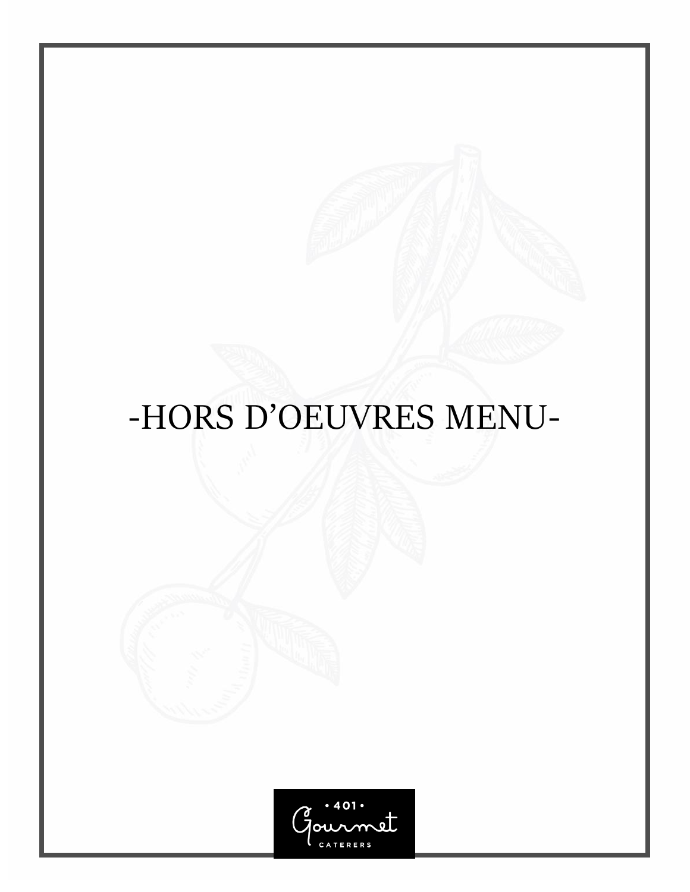# -HORS D'OEUVRES MENU-

• 401 •
Gourmet
CATERERS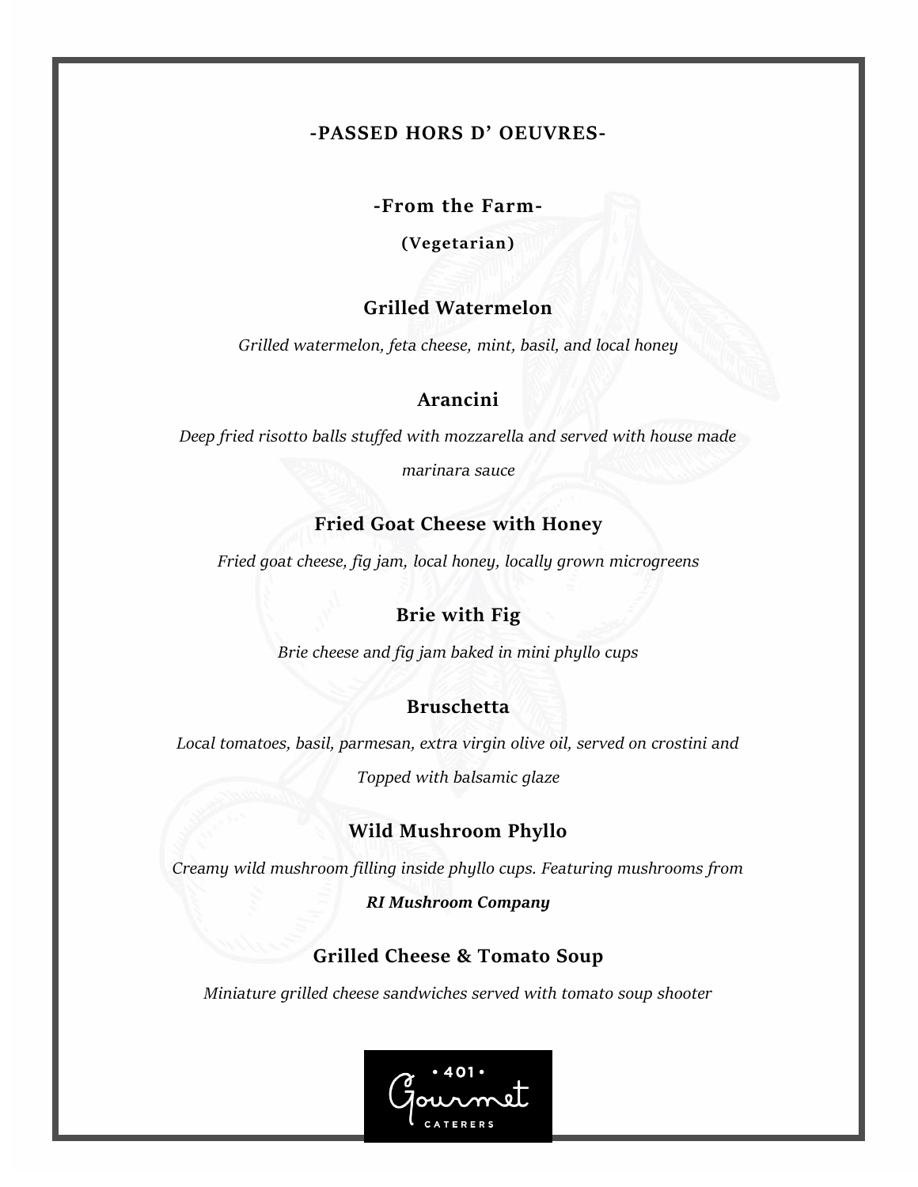## -PASSED HORS D' OEUVRES-

### -From the Farm-

**(Vegetarian)**

### Grilled Watermelon

*Grilled watermelon, feta cheese, mint, basil, and local honey*

### Arancini

*Deep fried risotto balls stuffed with mozzarella and served with house made marinara sauce*

### Fried Goat Cheese with Honey

*Fried goat cheese, fig jam, local honey, locally grown microgreens*

### Brie with Fig

*Brie cheese and fig jam baked in mini phyllo cups*

### Bruschetta

*Local tomatoes, basil, parmesan, extra virgin olive oil, served on crostini and Topped with balsamic glaze*

### Wild Mushroom Phyllo

*Creamy wild mushroom filling inside phyllo cups. Featuring mushrooms from* ***RI Mushroom Company***

### Grilled Cheese & Tomato Soup

*Miniature grilled cheese sandwiches served with tomato soup shooter*

• 401 • Gourmet CATERERS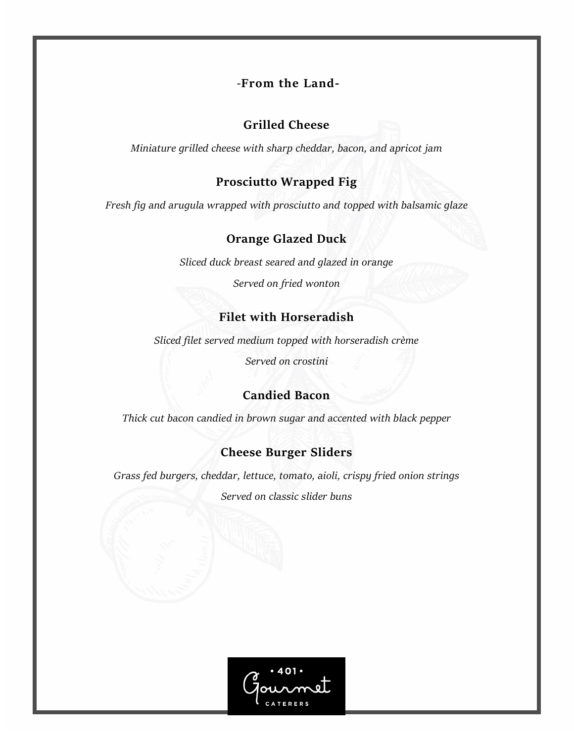## -From the Land-

### Grilled Cheese

*Miniature grilled cheese with sharp cheddar, bacon, and apricot jam*

### Prosciutto Wrapped Fig

*Fresh fig and arugula wrapped with prosciutto and topped with balsamic glaze*

### Orange Glazed Duck

*Sliced duck breast seared and glazed in orange*

*Served on fried wonton*

### Filet with Horseradish

*Sliced filet served medium topped with horseradish crème*

*Served on crostini*

### Candied Bacon

*Thick cut bacon candied in brown sugar and accented with black pepper*

### Cheese Burger Sliders

*Grass fed burgers, cheddar, lettuce, tomato, aioli, crispy fried onion strings*

*Served on classic slider buns*

• 401 • Gourmet CATERERS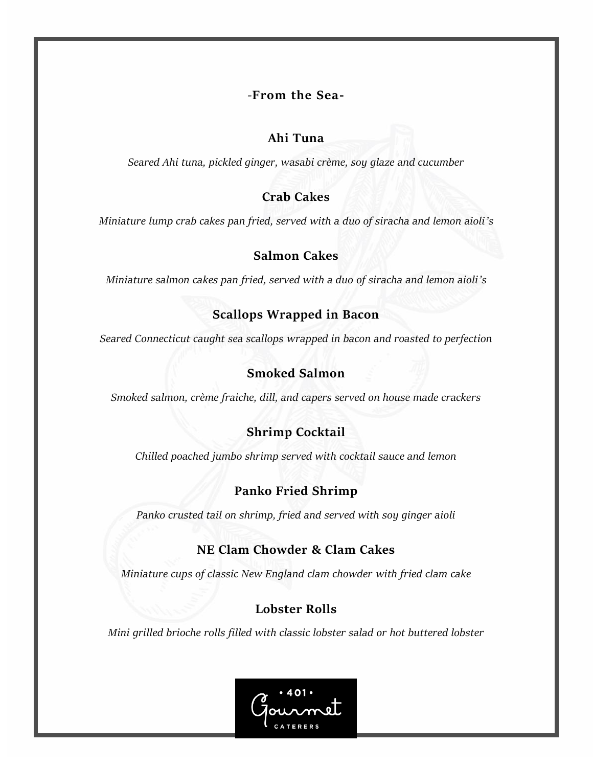## -From the Sea-

### Ahi Tuna

*Seared Ahi tuna, pickled ginger, wasabi crème, soy glaze and cucumber*

### Crab Cakes

*Miniature lump crab cakes pan fried, served with a duo of siracha and lemon aioli's*

### Salmon Cakes

*Miniature salmon cakes pan fried, served with a duo of siracha and lemon aioli's*

### Scallops Wrapped in Bacon

*Seared Connecticut caught sea scallops wrapped in bacon and roasted to perfection*

### Smoked Salmon

*Smoked salmon, crème fraiche, dill, and capers served on house made crackers*

### Shrimp Cocktail

*Chilled poached jumbo shrimp served with cocktail sauce and lemon*

### Panko Fried Shrimp

*Panko crusted tail on shrimp, fried and served with soy ginger aioli*

### NE Clam Chowder & Clam Cakes

*Miniature cups of classic New England clam chowder with fried clam cake*

### Lobster Rolls

*Mini grilled brioche rolls filled with classic lobster salad or hot buttered lobster*

• 401 • Gourmet CATERERS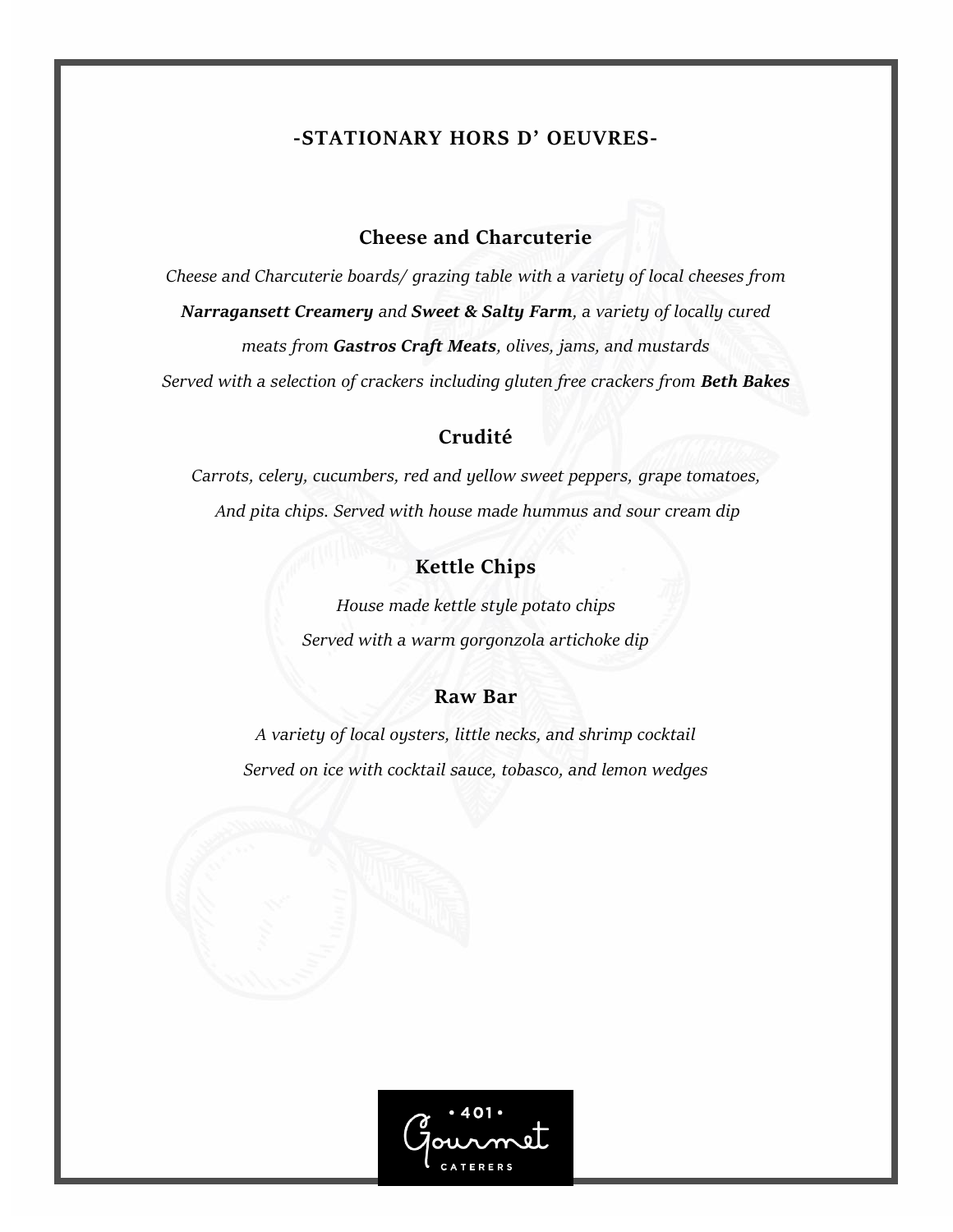## -STATIONARY HORS D' OEUVRES-

### Cheese and Charcuterie

*Cheese and Charcuterie boards/ grazing table with a variety of local cheeses from* ***Narragansett Creamery*** *and* ***Sweet & Salty Farm****, a variety of locally cured meats from* ***Gastros Craft Meats****, olives, jams, and mustards*

*Served with a selection of crackers including gluten free crackers from* ***Beth Bakes***

### Crudité

*Carrots, celery, cucumbers, red and yellow sweet peppers, grape tomatoes, And pita chips. Served with house made hummus and sour cream dip*

### Kettle Chips

*House made kettle style potato chips*

*Served with a warm gorgonzola artichoke dip*

### Raw Bar

*A variety of local oysters, little necks, and shrimp cocktail*

*Served on ice with cocktail sauce, tobasco, and lemon wedges*

• 401 • Gourmet CATERERS